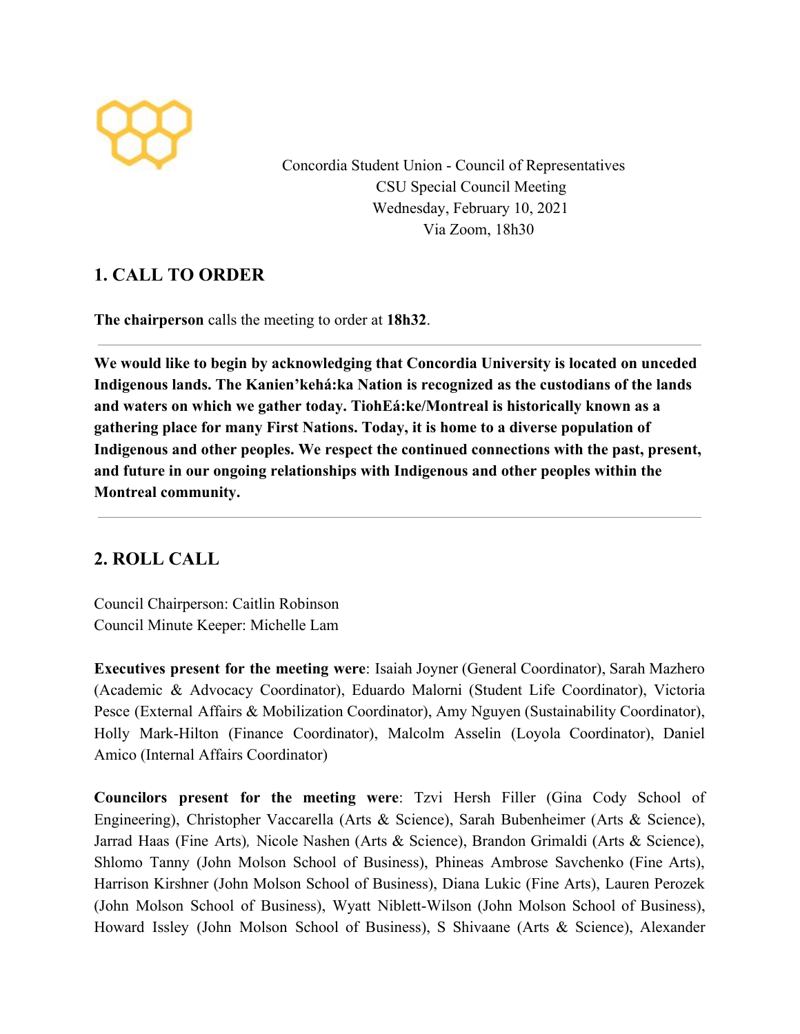Concordia Student Union - Council of Representatives
CSU Special Council Meeting
Wednesday, February 10, 2021
Via Zoom, 18h30

## 1. CALL TO ORDER

**The chairperson** calls the meeting to order at **18h32**.

---

**We would like to begin by acknowledging that Concordia University is located on unceded Indigenous lands. The Kanien'kehá:ka Nation is recognized as the custodians of the lands and waters on which we gather today. TiohEá:ke/Montreal is historically known as a gathering place for many First Nations. Today, it is home to a diverse population of Indigenous and other peoples. We respect the continued connections with the past, present, and future in our ongoing relationships with Indigenous and other peoples within the Montreal community.**

---

## 2. ROLL CALL

Council Chairperson: Caitlin Robinson
Council Minute Keeper: Michelle Lam

**Executives present for the meeting were**: Isaiah Joyner (General Coordinator), Sarah Mazhero (Academic & Advocacy Coordinator), Eduardo Malorni (Student Life Coordinator), Victoria Pesce (External Affairs & Mobilization Coordinator), Amy Nguyen (Sustainability Coordinator), Holly Mark-Hilton (Finance Coordinator), Malcolm Asselin (Loyola Coordinator), Daniel Amico (Internal Affairs Coordinator)

**Councilors present for the meeting were**: Tzvi Hersh Filler (Gina Cody School of Engineering), Christopher Vaccarella (Arts & Science), Sarah Bubenheimer (Arts & Science), Jarrad Haas (Fine Arts), Nicole Nashen (Arts & Science), Brandon Grimaldi (Arts & Science), Shlomo Tanny (John Molson School of Business), Phineas Ambrose Savchenko (Fine Arts), Harrison Kirshner (John Molson School of Business), Diana Lukic (Fine Arts), Lauren Perozek (John Molson School of Business), Wyatt Niblett-Wilson (John Molson School of Business), Howard Issley (John Molson School of Business), S Shivaane (Arts & Science), Alexander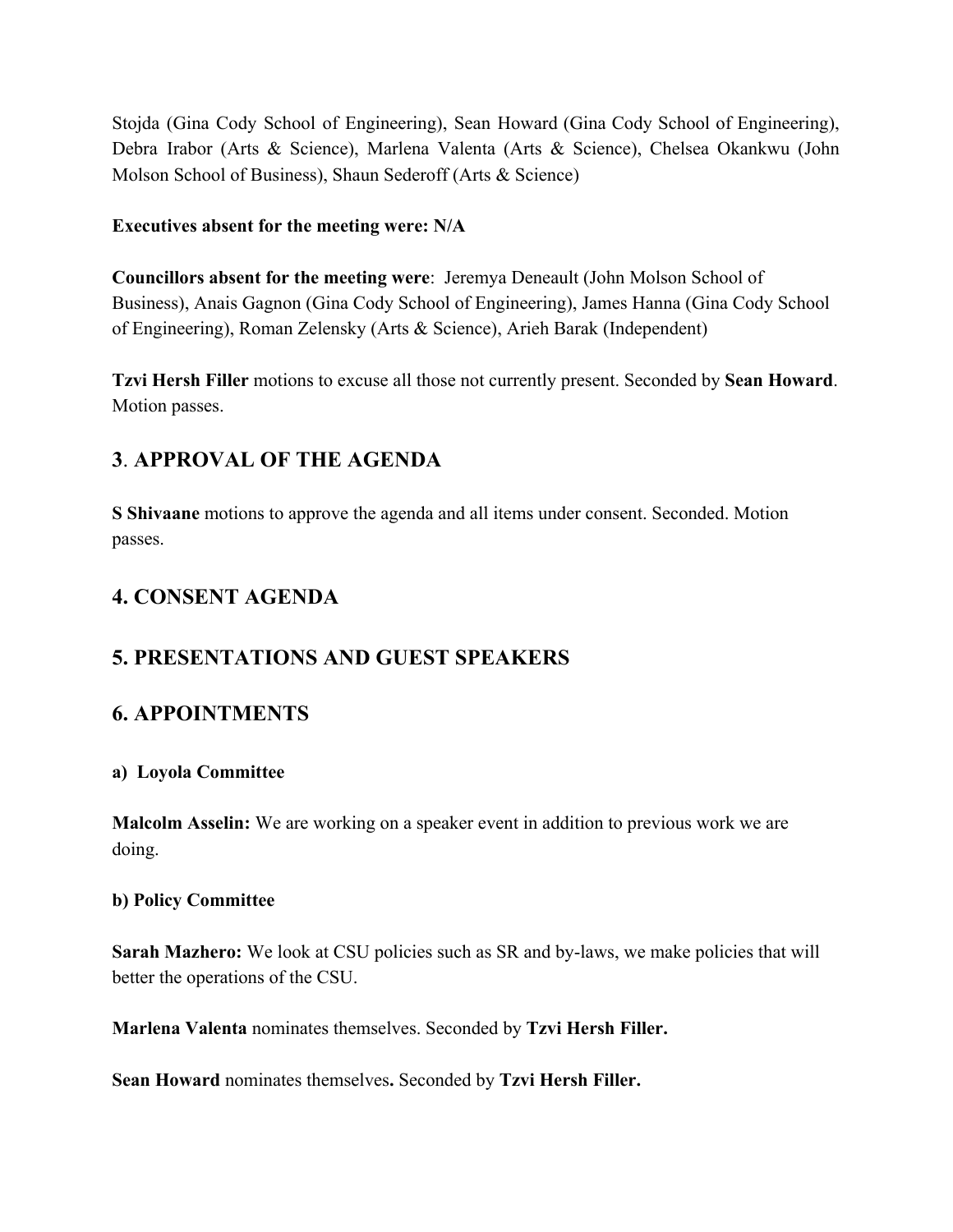Stojda (Gina Cody School of Engineering), Sean Howard (Gina Cody School of Engineering), Debra Irabor (Arts & Science), Marlena Valenta (Arts & Science), Chelsea Okankwu (John Molson School of Business), Shaun Sederoff (Arts & Science)

**Executives absent for the meeting were: N/A**

**Councillors absent for the meeting were**: Jeremya Deneault (John Molson School of Business), Anais Gagnon (Gina Cody School of Engineering), James Hanna (Gina Cody School of Engineering), Roman Zelensky (Arts & Science), Arieh Barak (Independent)

**Tzvi Hersh Filler** motions to excuse all those not currently present. Seconded by **Sean Howard**. Motion passes.

## 3. APPROVAL OF THE AGENDA

**S Shivaane** motions to approve the agenda and all items under consent. Seconded. Motion passes.

## 4. CONSENT AGENDA

## 5. PRESENTATIONS AND GUEST SPEAKERS

## 6. APPOINTMENTS

### a) Loyola Committee

**Malcolm Asselin:** We are working on a speaker event in addition to previous work we are doing.

### b) Policy Committee

**Sarah Mazhero:** We look at CSU policies such as SR and by-laws, we make policies that will better the operations of the CSU.

**Marlena Valenta** nominates themselves. Seconded by **Tzvi Hersh Filler.**

**Sean Howard** nominates themselves**.** Seconded by **Tzvi Hersh Filler.**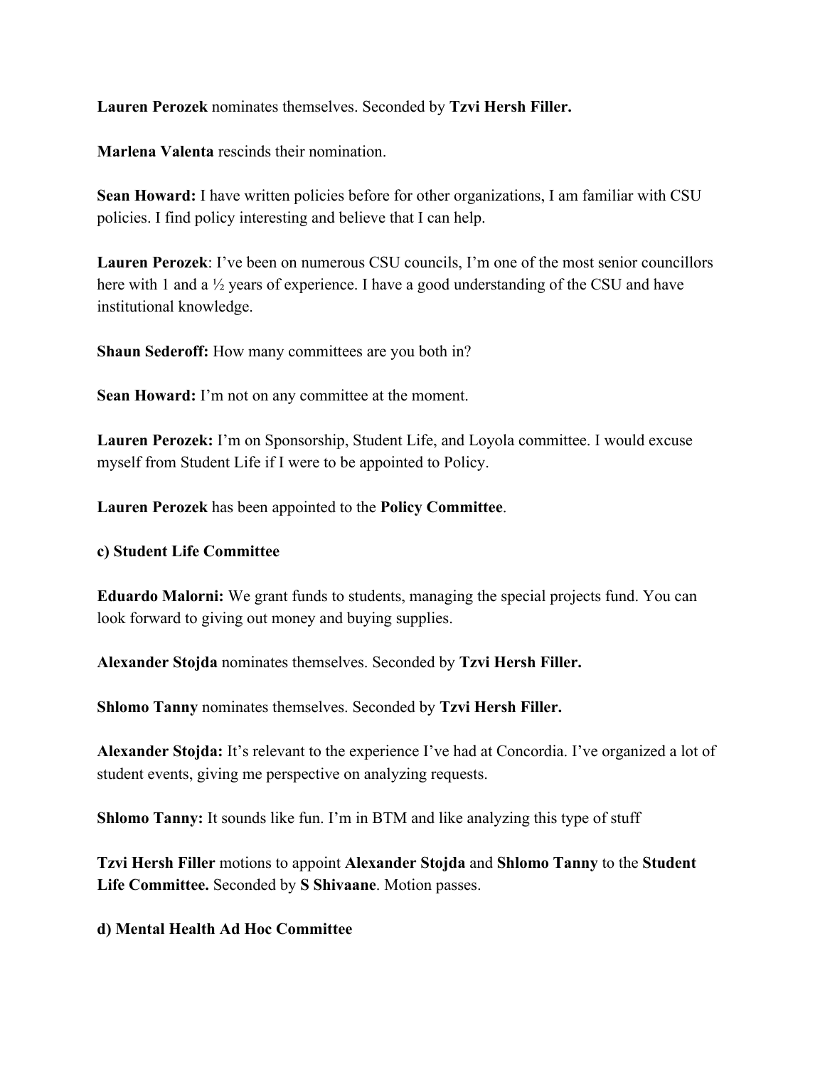**Lauren Perozek** nominates themselves. Seconded by **Tzvi Hersh Filler.**

**Marlena Valenta** rescinds their nomination.

**Sean Howard:** I have written policies before for other organizations, I am familiar with CSU policies. I find policy interesting and believe that I can help.

**Lauren Perozek**: I've been on numerous CSU councils, I'm one of the most senior councillors here with 1 and a ½ years of experience. I have a good understanding of the CSU and have institutional knowledge.

**Shaun Sederoff:** How many committees are you both in?

**Sean Howard:** I'm not on any committee at the moment.

**Lauren Perozek:** I'm on Sponsorship, Student Life, and Loyola committee. I would excuse myself from Student Life if I were to be appointed to Policy.

**Lauren Perozek** has been appointed to the **Policy Committee**.

**c) Student Life Committee**

**Eduardo Malorni:** We grant funds to students, managing the special projects fund. You can look forward to giving out money and buying supplies.

**Alexander Stojda** nominates themselves. Seconded by **Tzvi Hersh Filler.**

**Shlomo Tanny** nominates themselves. Seconded by **Tzvi Hersh Filler.**

**Alexander Stojda:** It's relevant to the experience I've had at Concordia. I've organized a lot of student events, giving me perspective on analyzing requests.

**Shlomo Tanny:** It sounds like fun. I'm in BTM and like analyzing this type of stuff

**Tzvi Hersh Filler** motions to appoint **Alexander Stojda** and **Shlomo Tanny** to the **Student Life Committee.** Seconded by **S Shivaane**. Motion passes.

**d) Mental Health Ad Hoc Committee**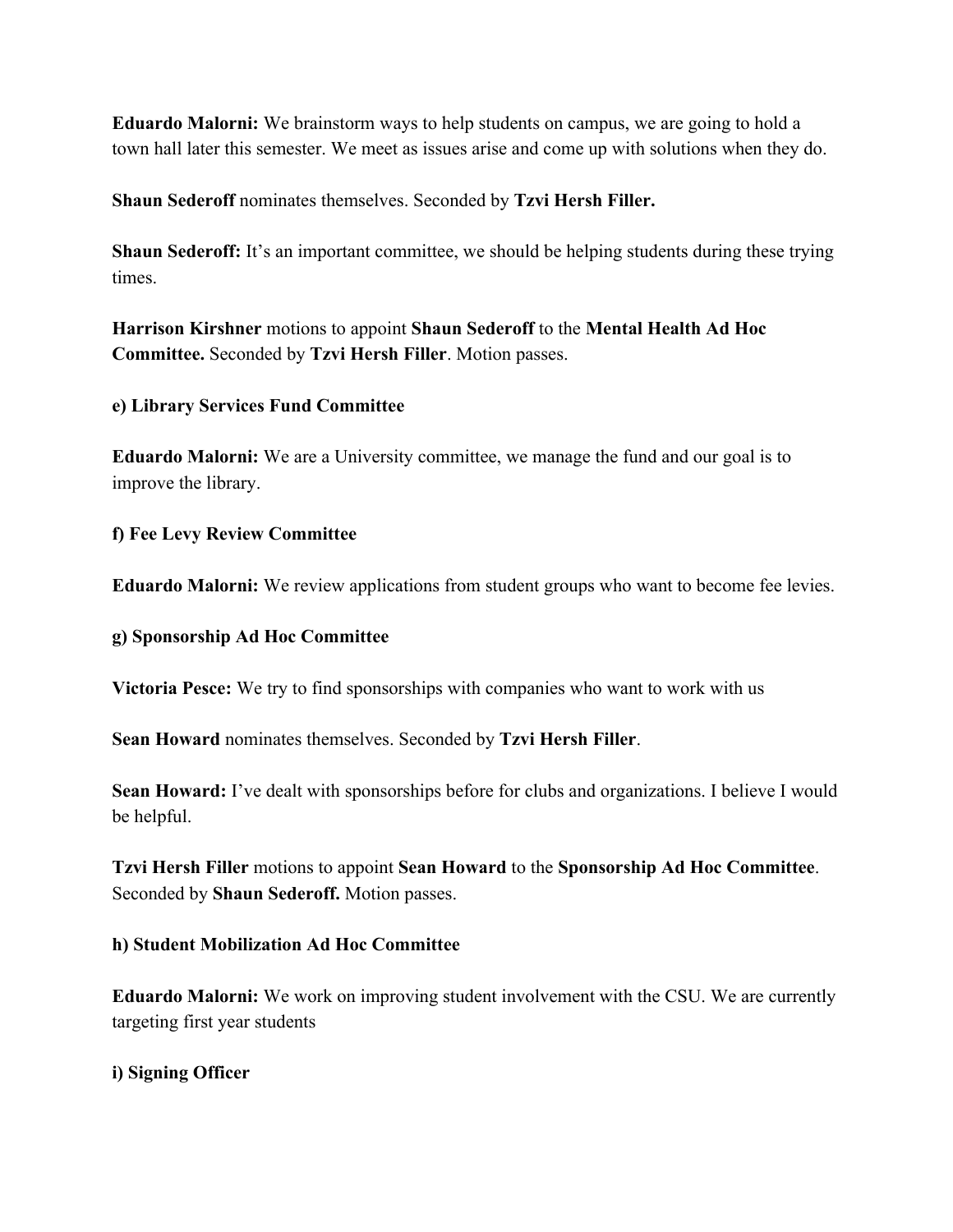**Eduardo Malorni:** We brainstorm ways to help students on campus, we are going to hold a town hall later this semester. We meet as issues arise and come up with solutions when they do.

**Shaun Sederoff** nominates themselves. Seconded by **Tzvi Hersh Filler.**

**Shaun Sederoff:** It's an important committee, we should be helping students during these trying times.

**Harrison Kirshner** motions to appoint **Shaun Sederoff** to the **Mental Health Ad Hoc Committee.** Seconded by **Tzvi Hersh Filler**. Motion passes.

**e) Library Services Fund Committee**

**Eduardo Malorni:** We are a University committee, we manage the fund and our goal is to improve the library.

**f) Fee Levy Review Committee**

**Eduardo Malorni:** We review applications from student groups who want to become fee levies.

**g) Sponsorship Ad Hoc Committee**

**Victoria Pesce:** We try to find sponsorships with companies who want to work with us

**Sean Howard** nominates themselves. Seconded by **Tzvi Hersh Filler**.

**Sean Howard:** I've dealt with sponsorships before for clubs and organizations. I believe I would be helpful.

**Tzvi Hersh Filler** motions to appoint **Sean Howard** to the **Sponsorship Ad Hoc Committee**. Seconded by **Shaun Sederoff.** Motion passes.

**h) Student Mobilization Ad Hoc Committee**

**Eduardo Malorni:** We work on improving student involvement with the CSU. We are currently targeting first year students

**i) Signing Officer**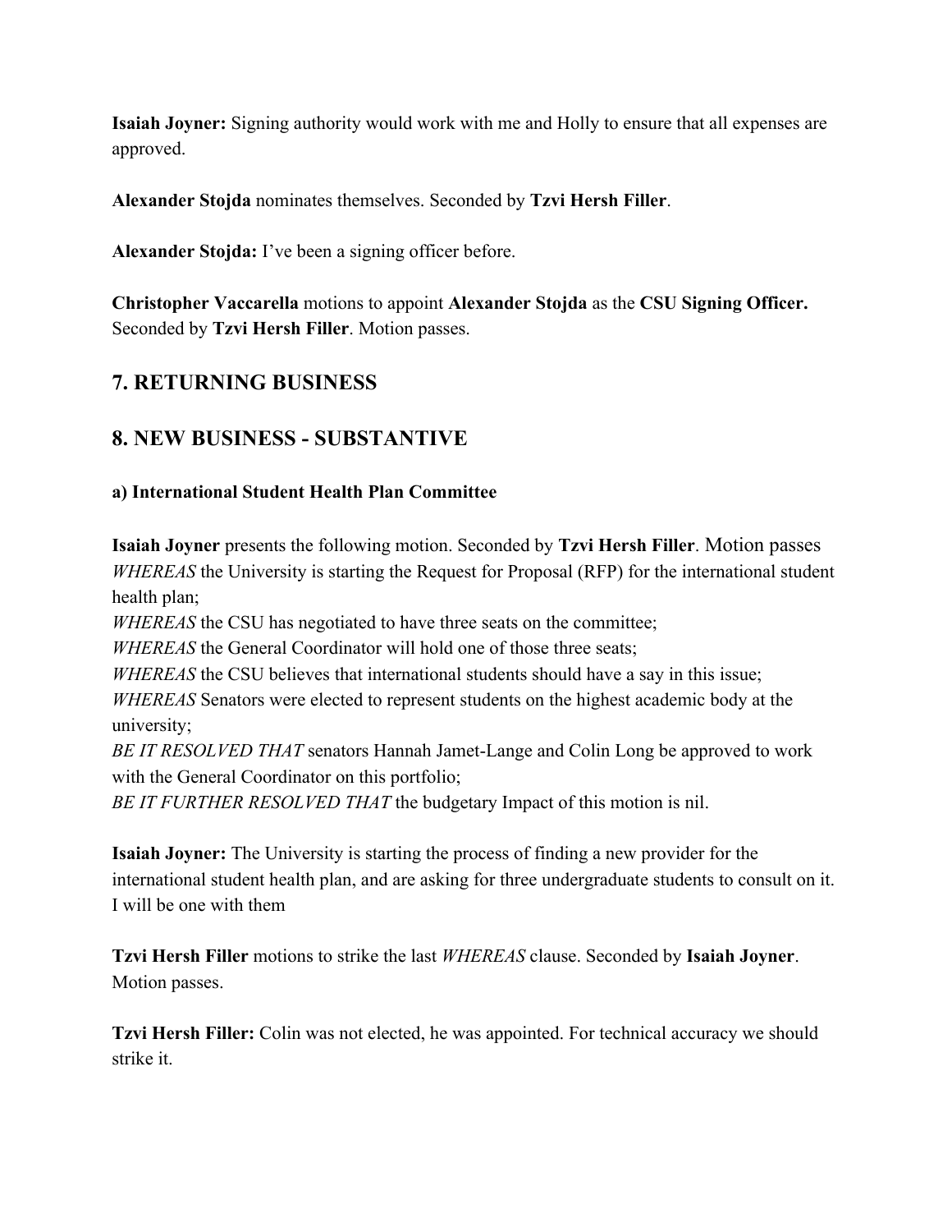**Isaiah Joyner:** Signing authority would work with me and Holly to ensure that all expenses are approved.

**Alexander Stojda** nominates themselves. Seconded by **Tzvi Hersh Filler**.

**Alexander Stojda:** I've been a signing officer before.

**Christopher Vaccarella** motions to appoint **Alexander Stojda** as the **CSU Signing Officer.** Seconded by **Tzvi Hersh Filler**. Motion passes.

## 7. RETURNING BUSINESS

## 8. NEW BUSINESS - SUBSTANTIVE

### a) International Student Health Plan Committee

**Isaiah Joyner** presents the following motion. Seconded by **Tzvi Hersh Filler**. Motion passes
*WHEREAS* the University is starting the Request for Proposal (RFP) for the international student health plan;
*WHEREAS* the CSU has negotiated to have three seats on the committee;
*WHEREAS* the General Coordinator will hold one of those three seats;
*WHEREAS* the CSU believes that international students should have a say in this issue;
*WHEREAS* Senators were elected to represent students on the highest academic body at the university;
*BE IT RESOLVED THAT* senators Hannah Jamet-Lange and Colin Long be approved to work with the General Coordinator on this portfolio;
*BE IT FURTHER RESOLVED THAT* the budgetary Impact of this motion is nil.

**Isaiah Joyner:** The University is starting the process of finding a new provider for the international student health plan, and are asking for three undergraduate students to consult on it. I will be one with them

**Tzvi Hersh Filler** motions to strike the last *WHEREAS* clause. Seconded by **Isaiah Joyner**. Motion passes.

**Tzvi Hersh Filler:** Colin was not elected, he was appointed. For technical accuracy we should strike it.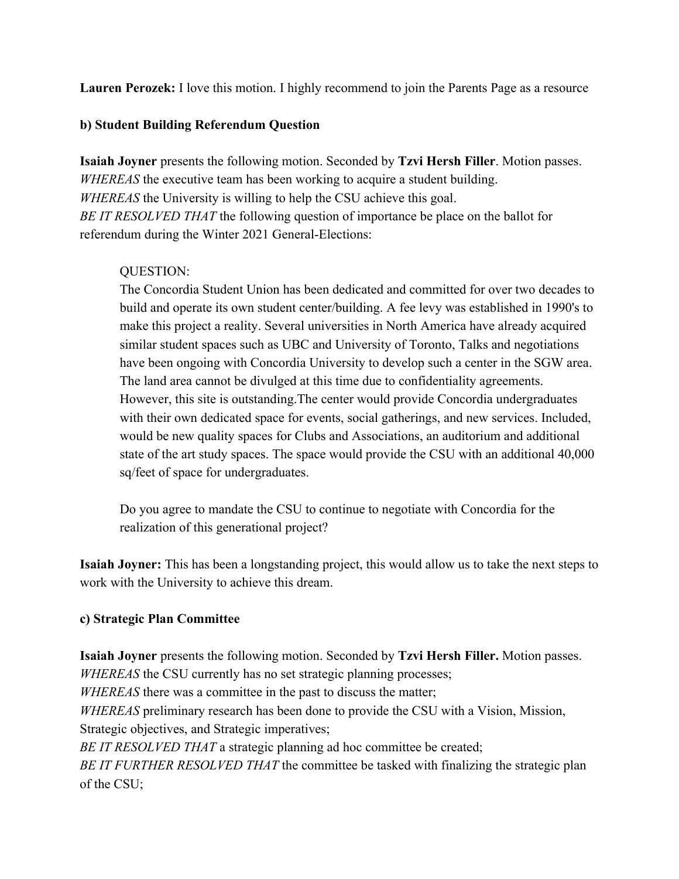**Lauren Perozek:** I love this motion. I highly recommend to join the Parents Page as a resource

**b) Student Building Referendum Question**

**Isaiah Joyner** presents the following motion. Seconded by **Tzvi Hersh Filler**. Motion passes.
*WHEREAS* the executive team has been working to acquire a student building.
*WHEREAS* the University is willing to help the CSU achieve this goal.
*BE IT RESOLVED THAT* the following question of importance be place on the ballot for referendum during the Winter 2021 General-Elections:

> QUESTION:
> The Concordia Student Union has been dedicated and committed for over two decades to build and operate its own student center/building. A fee levy was established in 1990's to make this project a reality. Several universities in North America have already acquired similar student spaces such as UBC and University of Toronto, Talks and negotiations have been ongoing with Concordia University to develop such a center in the SGW area. The land area cannot be divulged at this time due to confidentiality agreements. However, this site is outstanding.The center would provide Concordia undergraduates with their own dedicated space for events, social gatherings, and new services. Included, would be new quality spaces for Clubs and Associations, an auditorium and additional state of the art study spaces. The space would provide the CSU with an additional 40,000 sq/feet of space for undergraduates.
>
> Do you agree to mandate the CSU to continue to negotiate with Concordia for the realization of this generational project?

**Isaiah Joyner:** This has been a longstanding project, this would allow us to take the next steps to work with the University to achieve this dream.

**c) Strategic Plan Committee**

**Isaiah Joyner** presents the following motion. Seconded by **Tzvi Hersh Filler.** Motion passes.
*WHEREAS* the CSU currently has no set strategic planning processes;
*WHEREAS* there was a committee in the past to discuss the matter;
*WHEREAS* preliminary research has been done to provide the CSU with a Vision, Mission, Strategic objectives, and Strategic imperatives;
*BE IT RESOLVED THAT* a strategic planning ad hoc committee be created;
*BE IT FURTHER RESOLVED THAT* the committee be tasked with finalizing the strategic plan of the CSU;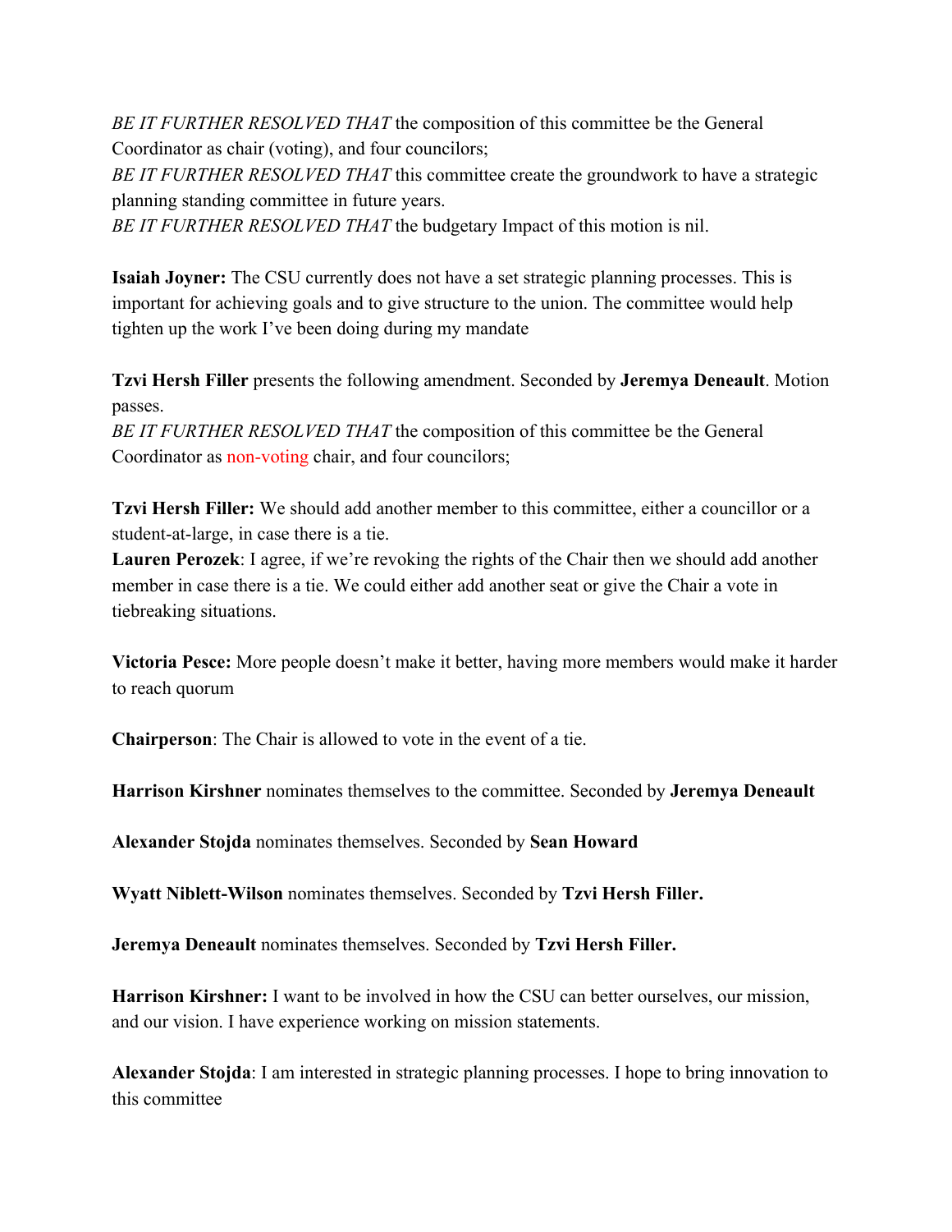*BE IT FURTHER RESOLVED THAT* the composition of this committee be the General Coordinator as chair (voting), and four councilors;
*BE IT FURTHER RESOLVED THAT* this committee create the groundwork to have a strategic planning standing committee in future years.
*BE IT FURTHER RESOLVED THAT* the budgetary Impact of this motion is nil.

**Isaiah Joyner:** The CSU currently does not have a set strategic planning processes. This is important for achieving goals and to give structure to the union. The committee would help tighten up the work I've been doing during my mandate

**Tzvi Hersh Filler** presents the following amendment. Seconded by **Jeremya Deneault**. Motion passes.
*BE IT FURTHER RESOLVED THAT* the composition of this committee be the General Coordinator as non-voting chair, and four councilors;

**Tzvi Hersh Filler:** We should add another member to this committee, either a councillor or a student-at-large, in case there is a tie.
**Lauren Perozek**: I agree, if we're revoking the rights of the Chair then we should add another member in case there is a tie. We could either add another seat or give the Chair a vote in tiebreaking situations.

**Victoria Pesce:** More people doesn't make it better, having more members would make it harder to reach quorum

**Chairperson**: The Chair is allowed to vote in the event of a tie.

**Harrison Kirshner** nominates themselves to the committee. Seconded by **Jeremya Deneault**

**Alexander Stojda** nominates themselves. Seconded by **Sean Howard**

**Wyatt Niblett-Wilson** nominates themselves. Seconded by **Tzvi Hersh Filler.**

**Jeremya Deneault** nominates themselves. Seconded by **Tzvi Hersh Filler.**

**Harrison Kirshner:** I want to be involved in how the CSU can better ourselves, our mission, and our vision. I have experience working on mission statements.

**Alexander Stojda**: I am interested in strategic planning processes. I hope to bring innovation to this committee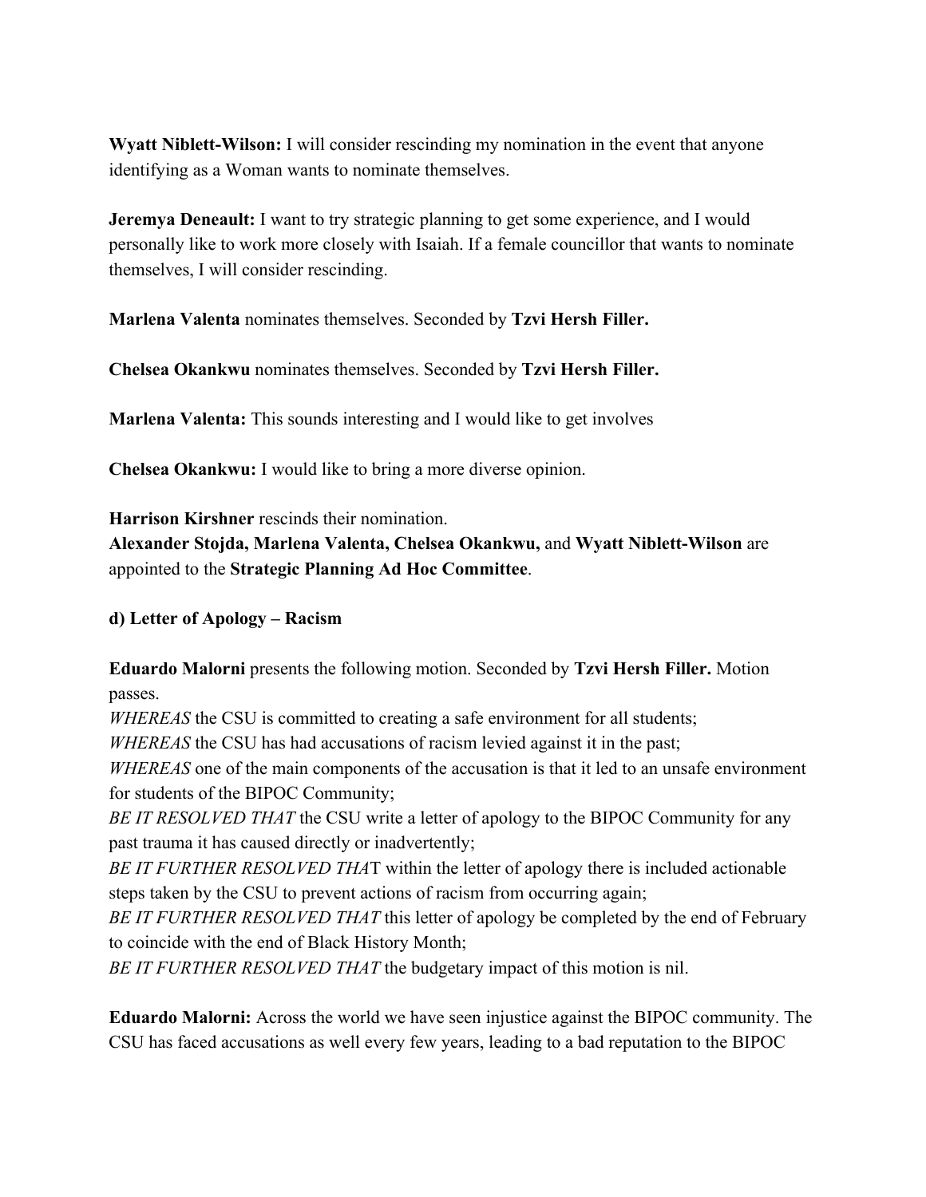**Wyatt Niblett-Wilson:** I will consider rescinding my nomination in the event that anyone identifying as a Woman wants to nominate themselves.

**Jeremya Deneault:** I want to try strategic planning to get some experience, and I would personally like to work more closely with Isaiah. If a female councillor that wants to nominate themselves, I will consider rescinding.

**Marlena Valenta** nominates themselves. Seconded by **Tzvi Hersh Filler.**

**Chelsea Okankwu** nominates themselves. Seconded by **Tzvi Hersh Filler.**

**Marlena Valenta:** This sounds interesting and I would like to get involves

**Chelsea Okankwu:** I would like to bring a more diverse opinion.

**Harrison Kirshner** rescinds their nomination.
**Alexander Stojda, Marlena Valenta, Chelsea Okankwu,** and **Wyatt Niblett-Wilson** are appointed to the **Strategic Planning Ad Hoc Committee**.

**d) Letter of Apology – Racism**

**Eduardo Malorni** presents the following motion. Seconded by **Tzvi Hersh Filler.** Motion passes.
*WHEREAS* the CSU is committed to creating a safe environment for all students;
*WHEREAS* the CSU has had accusations of racism levied against it in the past;
*WHEREAS* one of the main components of the accusation is that it led to an unsafe environment for students of the BIPOC Community;
*BE IT RESOLVED THAT* the CSU write a letter of apology to the BIPOC Community for any past trauma it has caused directly or inadvertently;
*BE IT FURTHER RESOLVED THA*T within the letter of apology there is included actionable steps taken by the CSU to prevent actions of racism from occurring again;
*BE IT FURTHER RESOLVED THAT* this letter of apology be completed by the end of February to coincide with the end of Black History Month;
*BE IT FURTHER RESOLVED THAT* the budgetary impact of this motion is nil.

**Eduardo Malorni:** Across the world we have seen injustice against the BIPOC community. The CSU has faced accusations as well every few years, leading to a bad reputation to the BIPOC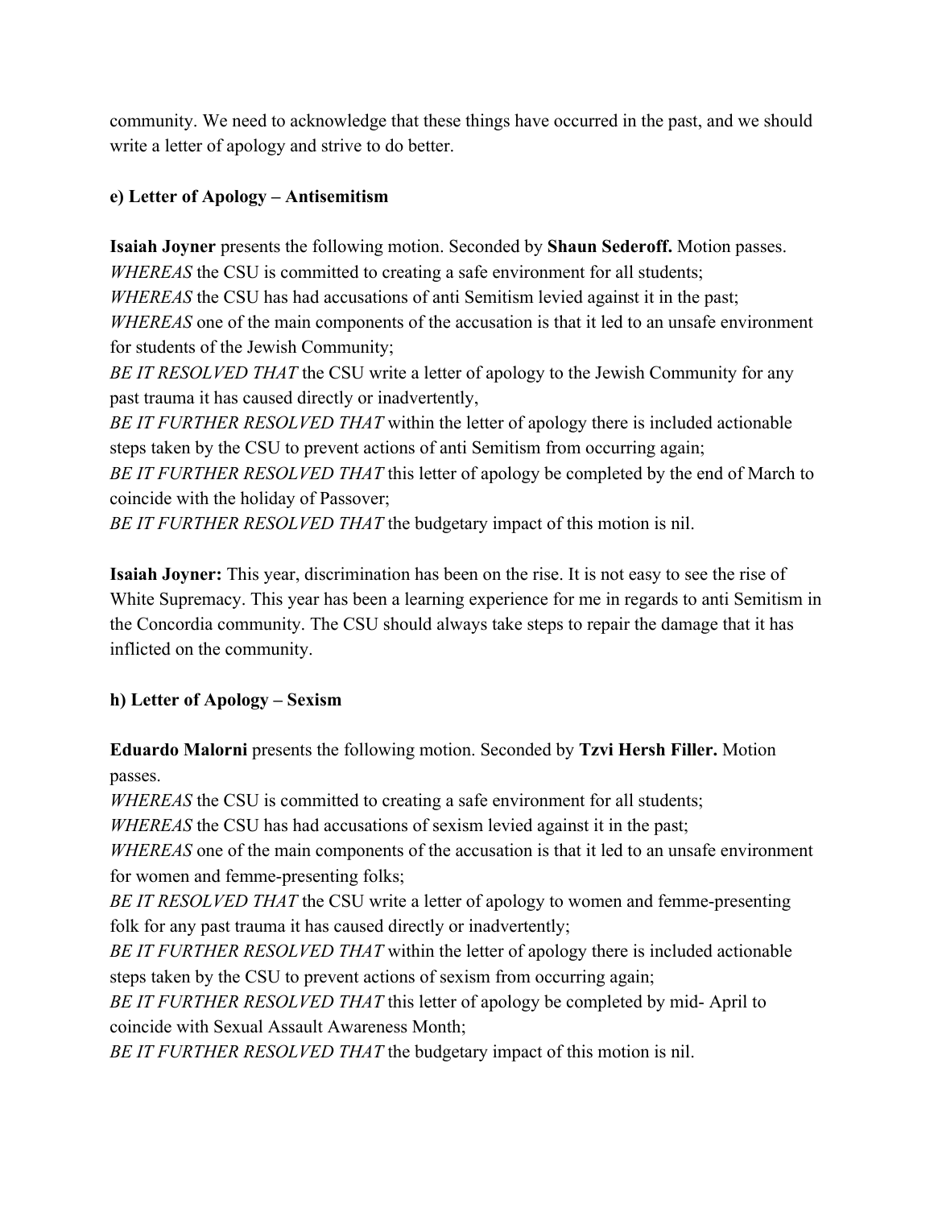community. We need to acknowledge that these things have occurred in the past, and we should write a letter of apology and strive to do better.

**e) Letter of Apology – Antisemitism**

**Isaiah Joyner** presents the following motion. Seconded by **Shaun Sederoff.** Motion passes.
*WHEREAS* the CSU is committed to creating a safe environment for all students;
*WHEREAS* the CSU has had accusations of anti Semitism levied against it in the past;
*WHEREAS* one of the main components of the accusation is that it led to an unsafe environment for students of the Jewish Community;
*BE IT RESOLVED THAT* the CSU write a letter of apology to the Jewish Community for any past trauma it has caused directly or inadvertently,
*BE IT FURTHER RESOLVED THAT* within the letter of apology there is included actionable steps taken by the CSU to prevent actions of anti Semitism from occurring again;
*BE IT FURTHER RESOLVED THAT* this letter of apology be completed by the end of March to coincide with the holiday of Passover;
*BE IT FURTHER RESOLVED THAT* the budgetary impact of this motion is nil.

**Isaiah Joyner:** This year, discrimination has been on the rise. It is not easy to see the rise of White Supremacy. This year has been a learning experience for me in regards to anti Semitism in the Concordia community. The CSU should always take steps to repair the damage that it has inflicted on the community.

**h) Letter of Apology – Sexism**

**Eduardo Malorni** presents the following motion. Seconded by **Tzvi Hersh Filler.** Motion passes.
*WHEREAS* the CSU is committed to creating a safe environment for all students;
*WHEREAS* the CSU has had accusations of sexism levied against it in the past;
*WHEREAS* one of the main components of the accusation is that it led to an unsafe environment for women and femme-presenting folks;
*BE IT RESOLVED THAT* the CSU write a letter of apology to women and femme-presenting folk for any past trauma it has caused directly or inadvertently;
*BE IT FURTHER RESOLVED THAT* within the letter of apology there is included actionable steps taken by the CSU to prevent actions of sexism from occurring again;
*BE IT FURTHER RESOLVED THAT* this letter of apology be completed by mid- April to coincide with Sexual Assault Awareness Month;
*BE IT FURTHER RESOLVED THAT* the budgetary impact of this motion is nil.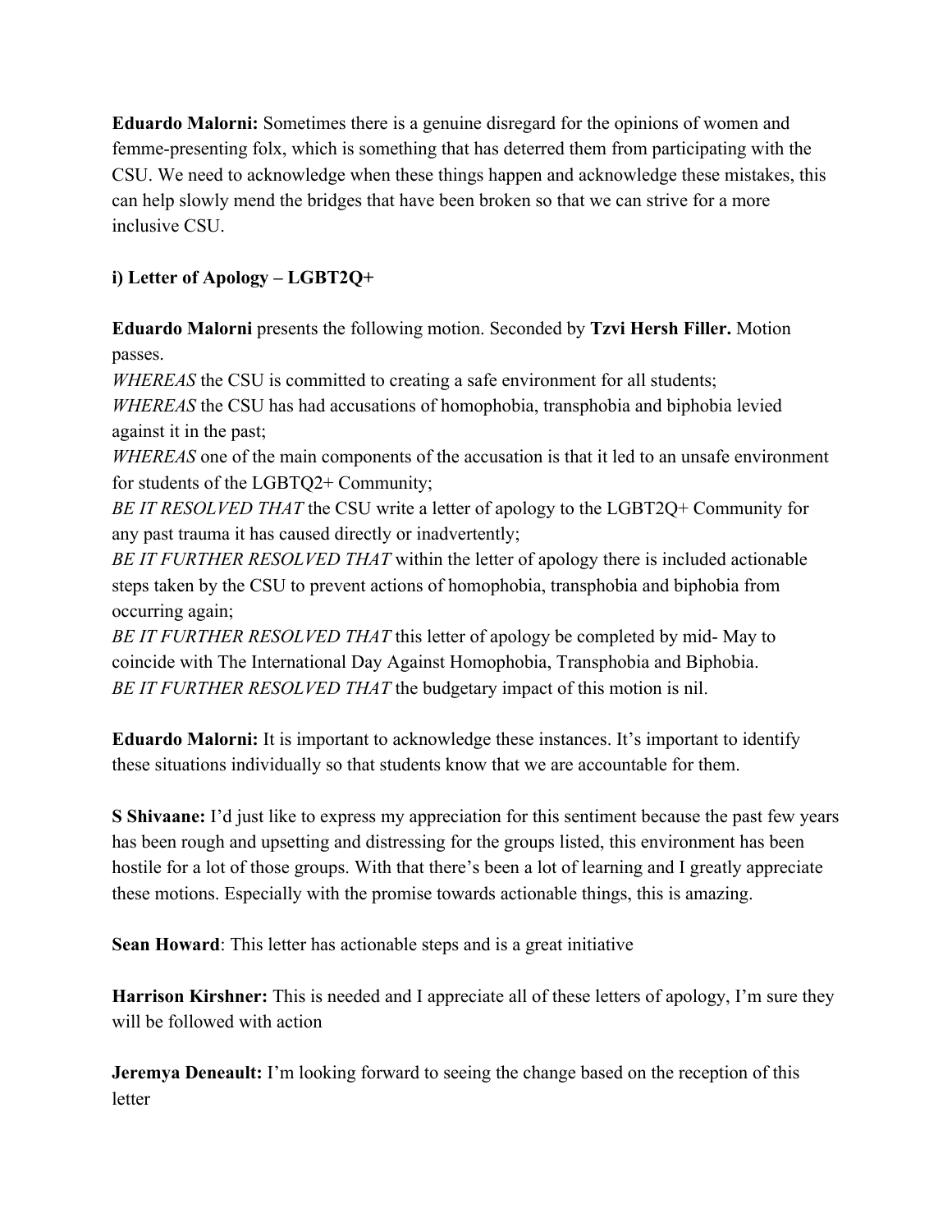**Eduardo Malorni:** Sometimes there is a genuine disregard for the opinions of women and femme-presenting folx, which is something that has deterred them from participating with the CSU. We need to acknowledge when these things happen and acknowledge these mistakes, this can help slowly mend the bridges that have been broken so that we can strive for a more inclusive CSU.

**i) Letter of Apology – LGBT2Q+**

**Eduardo Malorni** presents the following motion. Seconded by **Tzvi Hersh Filler.** Motion passes.

*WHEREAS* the CSU is committed to creating a safe environment for all students;
*WHEREAS* the CSU has had accusations of homophobia, transphobia and biphobia levied against it in the past;
*WHEREAS* one of the main components of the accusation is that it led to an unsafe environment for students of the LGBTQ2+ Community;
*BE IT RESOLVED THAT* the CSU write a letter of apology to the LGBT2Q+ Community for any past trauma it has caused directly or inadvertently;
*BE IT FURTHER RESOLVED THAT* within the letter of apology there is included actionable steps taken by the CSU to prevent actions of homophobia, transphobia and biphobia from occurring again;
*BE IT FURTHER RESOLVED THAT* this letter of apology be completed by mid- May to coincide with The International Day Against Homophobia, Transphobia and Biphobia.
*BE IT FURTHER RESOLVED THAT* the budgetary impact of this motion is nil.

**Eduardo Malorni:** It is important to acknowledge these instances. It's important to identify these situations individually so that students know that we are accountable for them.

**S Shivaane:** I'd just like to express my appreciation for this sentiment because the past few years has been rough and upsetting and distressing for the groups listed, this environment has been hostile for a lot of those groups. With that there's been a lot of learning and I greatly appreciate these motions. Especially with the promise towards actionable things, this is amazing.

**Sean Howard**: This letter has actionable steps and is a great initiative

**Harrison Kirshner:** This is needed and I appreciate all of these letters of apology, I'm sure they will be followed with action

**Jeremya Deneault:** I'm looking forward to seeing the change based on the reception of this letter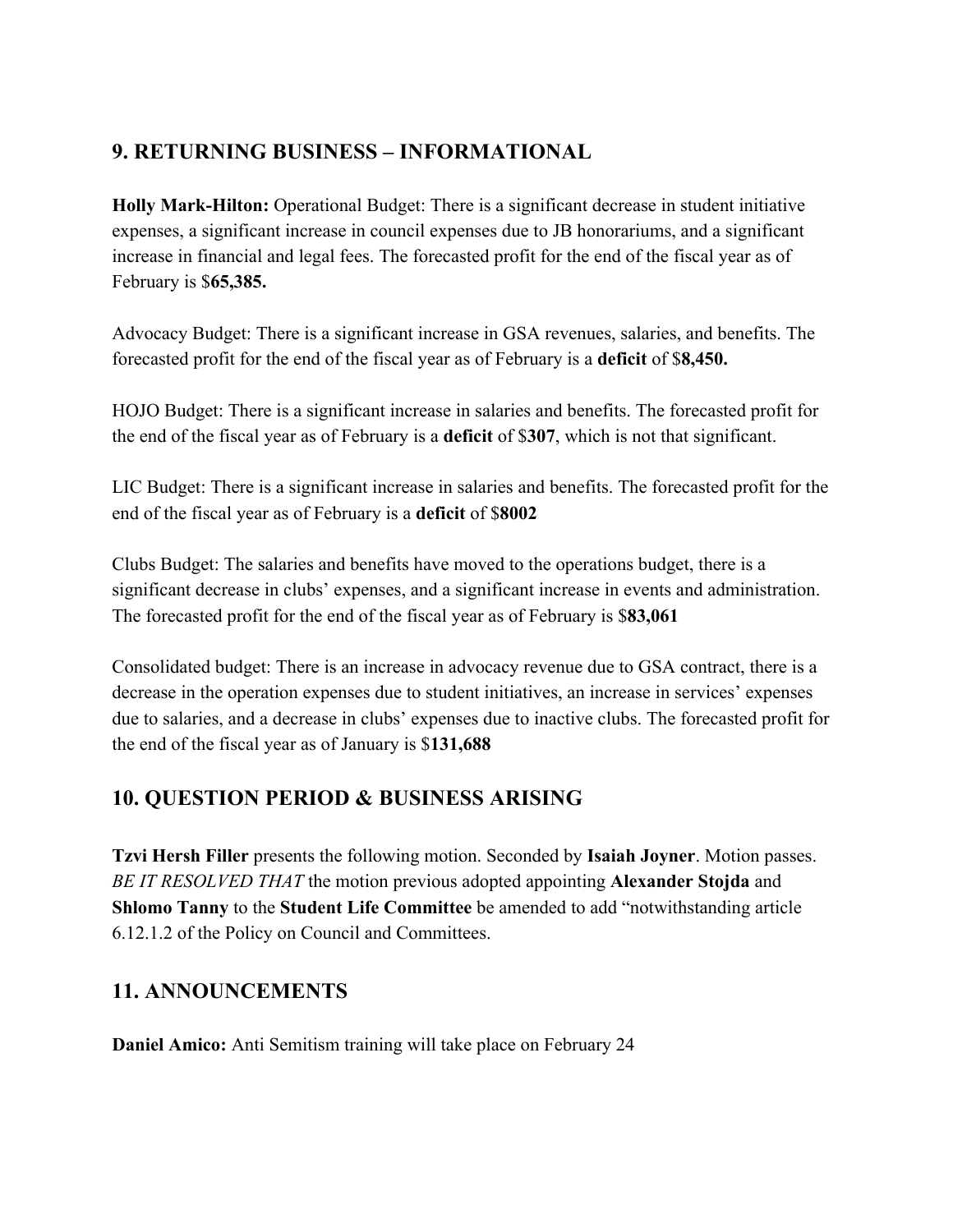## 9. RETURNING BUSINESS – INFORMATIONAL

**Holly Mark-Hilton:** Operational Budget: There is a significant decrease in student initiative expenses, a significant increase in council expenses due to JB honorariums, and a significant increase in financial and legal fees. The forecasted profit for the end of the fiscal year as of February is $**65,385.**

Advocacy Budget: There is a significant increase in GSA revenues, salaries, and benefits. The forecasted profit for the end of the fiscal year as of February is a **deficit** of $**8,450.**

HOJO Budget: There is a significant increase in salaries and benefits. The forecasted profit for the end of the fiscal year as of February is a **deficit** of $**307**, which is not that significant.

LIC Budget: There is a significant increase in salaries and benefits. The forecasted profit for the end of the fiscal year as of February is a **deficit** of $**8002**

Clubs Budget: The salaries and benefits have moved to the operations budget, there is a significant decrease in clubs' expenses, and a significant increase in events and administration. The forecasted profit for the end of the fiscal year as of February is $**83,061**

Consolidated budget: There is an increase in advocacy revenue due to GSA contract, there is a decrease in the operation expenses due to student initiatives, an increase in services' expenses due to salaries, and a decrease in clubs' expenses due to inactive clubs. The forecasted profit for the end of the fiscal year as of January is $**131,688**

## 10. QUESTION PERIOD & BUSINESS ARISING

**Tzvi Hersh Filler** presents the following motion. Seconded by **Isaiah Joyner**. Motion passes. *BE IT RESOLVED THAT* the motion previous adopted appointing **Alexander Stojda** and **Shlomo Tanny** to the **Student Life Committee** be amended to add "notwithstanding article 6.12.1.2 of the Policy on Council and Committees.

## 11. ANNOUNCEMENTS

**Daniel Amico:** Anti Semitism training will take place on February 24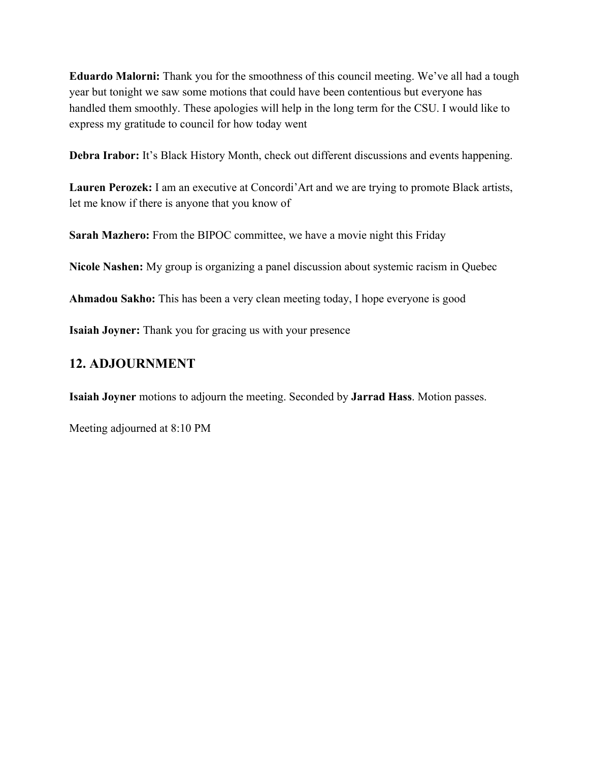**Eduardo Malorni:** Thank you for the smoothness of this council meeting. We've all had a tough year but tonight we saw some motions that could have been contentious but everyone has handled them smoothly. These apologies will help in the long term for the CSU. I would like to express my gratitude to council for how today went

**Debra Irabor:** It's Black History Month, check out different discussions and events happening.

**Lauren Perozek:** I am an executive at Concordi'Art and we are trying to promote Black artists, let me know if there is anyone that you know of

**Sarah Mazhero:** From the BIPOC committee, we have a movie night this Friday

**Nicole Nashen:** My group is organizing a panel discussion about systemic racism in Quebec

**Ahmadou Sakho:** This has been a very clean meeting today, I hope everyone is good

**Isaiah Joyner:** Thank you for gracing us with your presence

## 12. ADJOURNMENT

**Isaiah Joyner** motions to adjourn the meeting. Seconded by **Jarrad Hass**. Motion passes.

Meeting adjourned at 8:10 PM